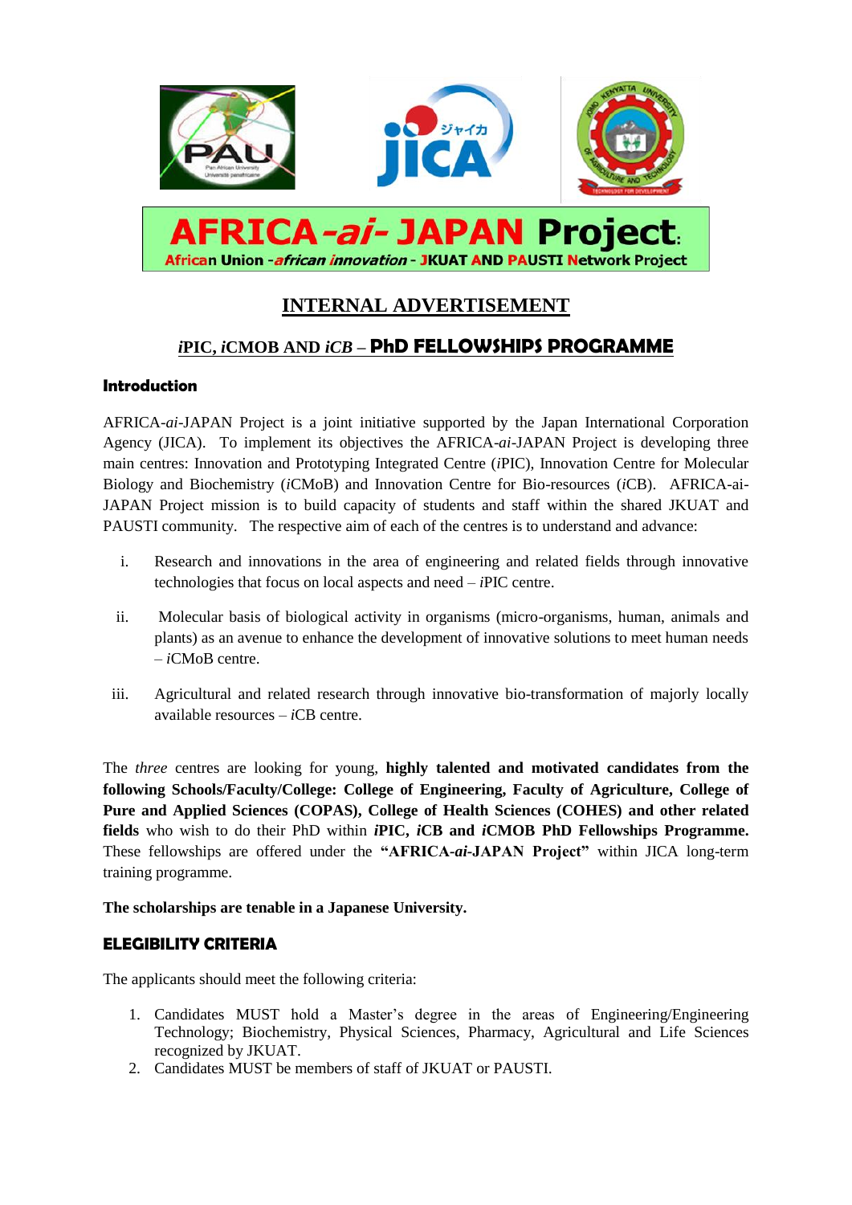# AFRICA-*ai*- JAPAN Project:

**African Union -*african innovation*- JKUAT AND PAUSTI Network Project**

## INTERNAL ADVERTISEMENT

## *i*PIC, *i*CMOB AND *iCB* – PhD FELLOWSHIPS PROGRAMME

### Introduction

AFRICA-*ai*-JAPAN Project is a joint initiative supported by the Japan International Corporation Agency (JICA). To implement its objectives the AFRICA-*ai*-JAPAN Project is developing three main centres: Innovation and Prototyping Integrated Centre (*i*PIC), Innovation Centre for Molecular Biology and Biochemistry (*i*CMoB) and Innovation Centre for Bio-resources (*i*CB). AFRICA-ai-JAPAN Project mission is to build capacity of students and staff within the shared JKUAT and PAUSTI community. The respective aim of each of the centres is to understand and advance:

i. Research and innovations in the area of engineering and related fields through innovative technologies that focus on local aspects and need – *i*PIC centre.

ii. Molecular basis of biological activity in organisms (micro-organisms, human, animals and plants) as an avenue to enhance the development of innovative solutions to meet human needs – *i*CMoB centre.

iii. Agricultural and related research through innovative bio-transformation of majorly locally available resources – *i*CB centre.

The *three* centres are looking for young, **highly talented and motivated candidates from the following Schools/Faculty/College: College of Engineering, Faculty of Agriculture, College of Pure and Applied Sciences (COPAS), College of Health Sciences (COHES) and other related fields** who wish to do their PhD within ***i*PIC, *i*CB and *i*CMOB PhD Fellowships Programme.** These fellowships are offered under the **"AFRICA-*ai*-JAPAN Project"** within JICA long-term training programme.

**The scholarships are tenable in a Japanese University.**

### ELEGIBILITY CRITERIA

The applicants should meet the following criteria:

1. Candidates MUST hold a Master's degree in the areas of Engineering/Engineering Technology; Biochemistry, Physical Sciences, Pharmacy, Agricultural and Life Sciences recognized by JKUAT.
2. Candidates MUST be members of staff of JKUAT or PAUSTI.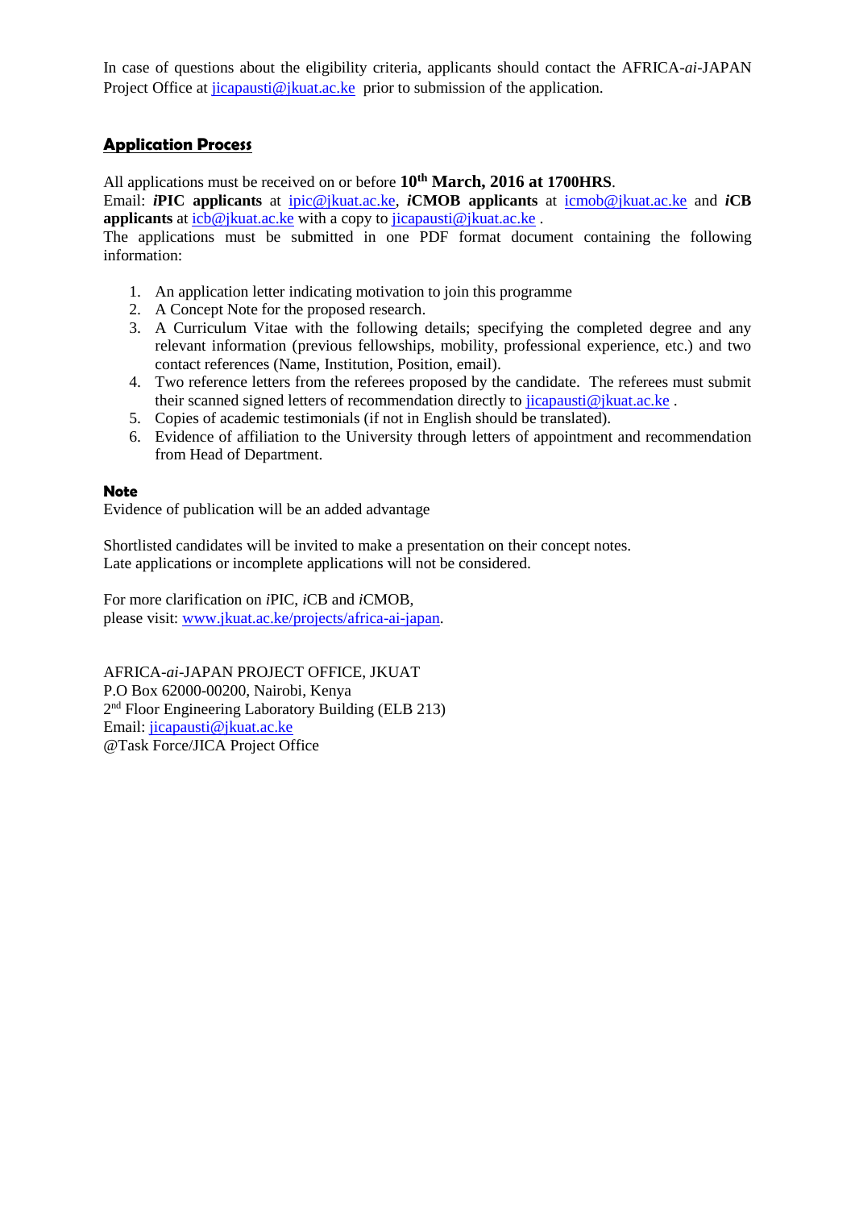In case of questions about the eligibility criteria, applicants should contact the AFRICA-*ai*-JAPAN Project Office at jicapausti@jkuat.ac.ke prior to submission of the application.

## Application Process

All applications must be received on or before **10th March, 2016 at 1700HRS**.
Email: ***i*PIC applicants** at ipic@jkuat.ac.ke, ***i*CMOB applicants** at icmob@jkuat.ac.ke and ***i*CB applicants** at icb@jkuat.ac.ke with a copy to jicapausti@jkuat.ac.ke .
The applications must be submitted in one PDF format document containing the following information:

1. An application letter indicating motivation to join this programme
2. A Concept Note for the proposed research.
3. A Curriculum Vitae with the following details; specifying the completed degree and any relevant information (previous fellowships, mobility, professional experience, etc.) and two contact references (Name, Institution, Position, email).
4. Two reference letters from the referees proposed by the candidate. The referees must submit their scanned signed letters of recommendation directly to jicapausti@jkuat.ac.ke .
5. Copies of academic testimonials (if not in English should be translated).
6. Evidence of affiliation to the University through letters of appointment and recommendation from Head of Department.

**Note**
Evidence of publication will be an added advantage

Shortlisted candidates will be invited to make a presentation on their concept notes.
Late applications or incomplete applications will not be considered.

For more clarification on *i*PIC, *i*CB and *i*CMOB,
please visit: www.jkuat.ac.ke/projects/africa-ai-japan.

AFRICA-*ai*-JAPAN PROJECT OFFICE, JKUAT
P.O Box 62000-00200, Nairobi, Kenya
2nd Floor Engineering Laboratory Building (ELB 213)
Email: jicapausti@jkuat.ac.ke
@Task Force/JICA Project Office